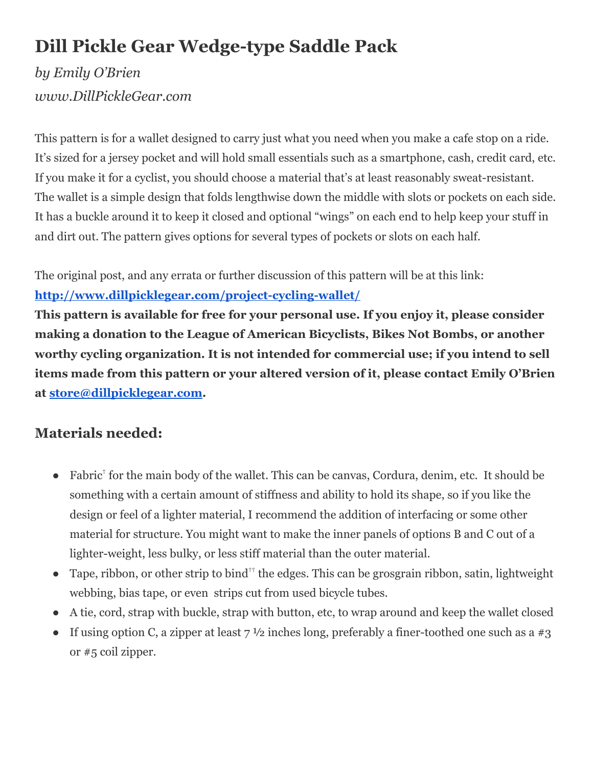# Dill Pickle Gear Wedge-type Saddle Pack

*by Emily O'Brien*
*www.DillPickleGear.com*

This pattern is for a wallet designed to carry just what you need when you make a cafe stop on a ride. It's sized for a jersey pocket and will hold small essentials such as a smartphone, cash, credit card, etc. If you make it for a cyclist, you should choose a material that's at least reasonably sweat-resistant. The wallet is a simple design that folds lengthwise down the middle with slots or pockets on each side. It has a buckle around it to keep it closed and optional "wings" on each end to help keep your stuff in and dirt out. The pattern gives options for several types of pockets or slots on each half.

The original post, and any errata or further discussion of this pattern will be at this link:
**[http://www.dillpicklegear.com/project-cycling-wallet/](http://www.dillpicklegear.com/project-cycling-wallet/)**
**This pattern is available for free for your personal use. If you enjoy it, please consider making a donation to the League of American Bicyclists, Bikes Not Bombs, or another worthy cycling organization. It is not intended for commercial use; if you intend to sell items made from this pattern or your altered version of it, please contact Emily O'Brien at [store@dillpicklegear.com](mailto:store@dillpicklegear.com).**

## Materials needed:

- Fabric[†] for the main body of the wallet. This can be canvas, Cordura, denim, etc. It should be something with a certain amount of stiffness and ability to hold its shape, so if you like the design or feel of a lighter material, I recommend the addition of interfacing or some other material for structure. You might want to make the inner panels of options B and C out of a lighter-weight, less bulky, or less stiff material than the outer material.
- Tape, ribbon, or other strip to bind[††] the edges. This can be grosgrain ribbon, satin, lightweight webbing, bias tape, or even strips cut from used bicycle tubes.
- A tie, cord, strap with buckle, strap with button, etc, to wrap around and keep the wallet closed
- If using option C, a zipper at least 7 ½ inches long, preferably a finer-toothed one such as a #3 or #5 coil zipper.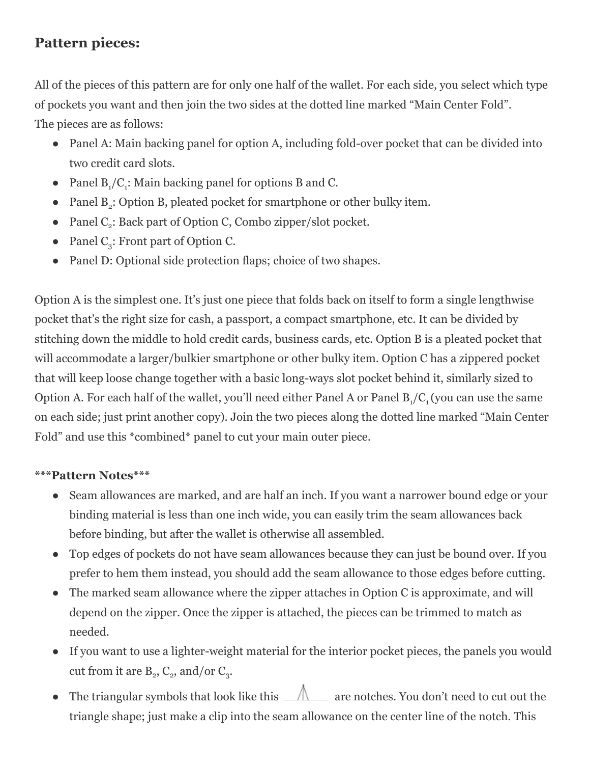## Pattern pieces:

All of the pieces of this pattern are for only one half of the wallet. For each side, you select which type of pockets you want and then join the two sides at the dotted line marked "Main Center Fold". The pieces are as follows:

- Panel A: Main backing panel for option A, including fold-over pocket that can be divided into two credit card slots.
- Panel $B_1$/$C_1$: Main backing panel for options B and C.
- Panel $B_2$: Option B, pleated pocket for smartphone or other bulky item.
- Panel $C_2$: Back part of Option C, Combo zipper/slot pocket.
- Panel $C_3$: Front part of Option C.
- Panel D: Optional side protection flaps; choice of two shapes.

Option A is the simplest one. It's just one piece that folds back on itself to form a single lengthwise pocket that's the right size for cash, a passport, a compact smartphone, etc. It can be divided by stitching down the middle to hold credit cards, business cards, etc. Option B is a pleated pocket that will accommodate a larger/bulkier smartphone or other bulky item. Option C has a zippered pocket that will keep loose change together with a basic long-ways slot pocket behind it, similarly sized to Option A. For each half of the wallet, you'll need either Panel A or Panel $B_1$/$C_1$ (you can use the same on each side; just print another copy). Join the two pieces along the dotted line marked "Main Center Fold" and use this *combined* panel to cut your main outer piece.

***Pattern Notes***

- Seam allowances are marked, and are half an inch. If you want a narrower bound edge or your binding material is less than one inch wide, you can easily trim the seam allowances back before binding, but after the wallet is otherwise all assembled.
- Top edges of pockets do not have seam allowances because they can just be bound over. If you prefer to hem them instead, you should add the seam allowance to those edges before cutting.
- The marked seam allowance where the zipper attaches in Option C is approximate, and will depend on the zipper. Once the zipper is attached, the pieces can be trimmed to match as needed.
- If you want to use a lighter-weight material for the interior pocket pieces, the panels you would cut from it are $B_2$, $C_2$, and/or $C_3$.
- The triangular symbols that look like this are notches. You don't need to cut out the triangle shape; just make a clip into the seam allowance on the center line of the notch. This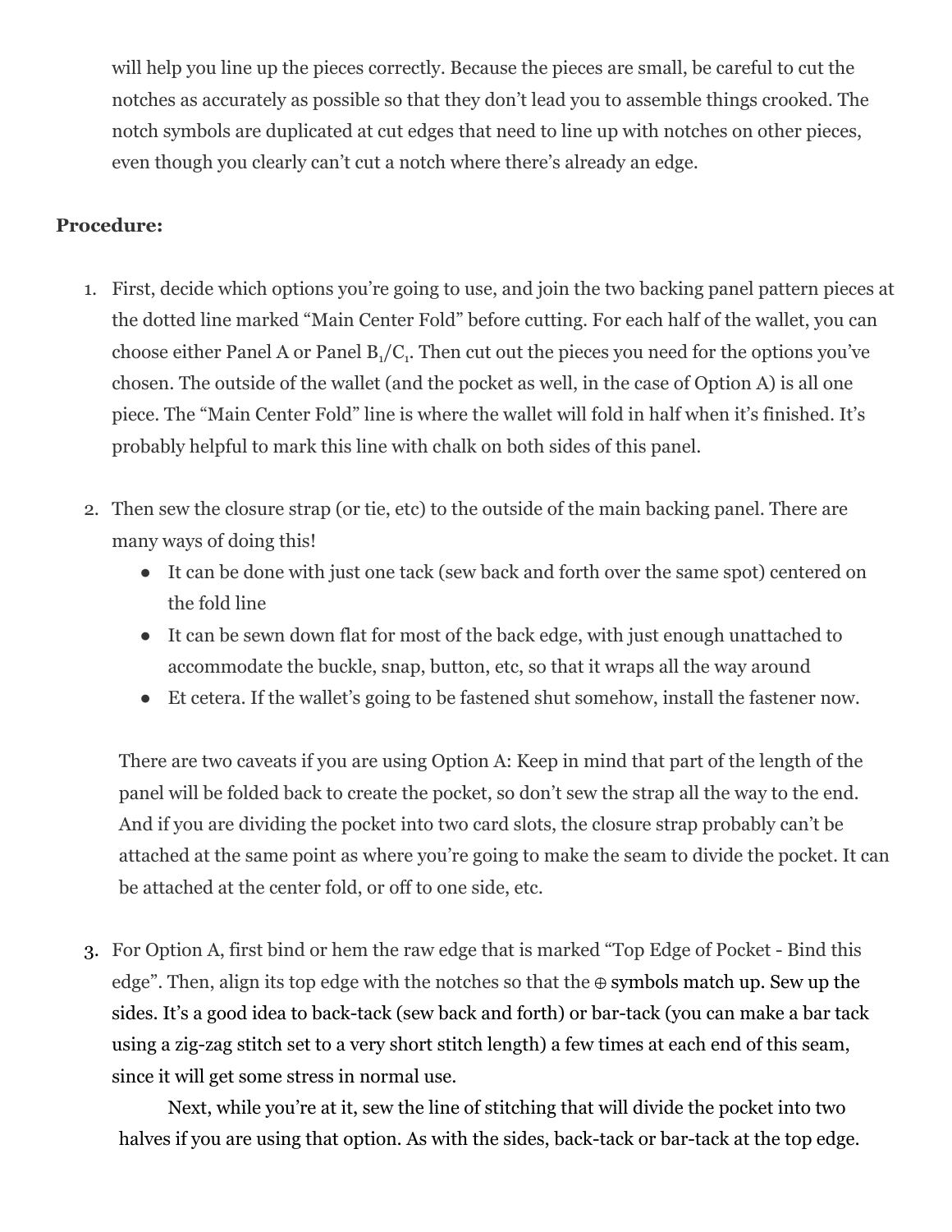will help you line up the pieces correctly. Because the pieces are small, be careful to cut the notches as accurately as possible so that they don't lead you to assemble things crooked. The notch symbols are duplicated at cut edges that need to line up with notches on other pieces, even though you clearly can't cut a notch where there's already an edge.

**Procedure:**

1. First, decide which options you're going to use, and join the two backing panel pattern pieces at the dotted line marked "Main Center Fold" before cutting. For each half of the wallet, you can choose either Panel A or Panel $B_1/C_1$. Then cut out the pieces you need for the options you've chosen. The outside of the wallet (and the pocket as well, in the case of Option A) is all one piece. The "Main Center Fold" line is where the wallet will fold in half when it's finished. It's probably helpful to mark this line with chalk on both sides of this panel.

2. Then sew the closure strap (or tie, etc) to the outside of the main backing panel. There are many ways of doing this!
   - It can be done with just one tack (sew back and forth over the same spot) centered on the fold line
   - It can be sewn down flat for most of the back edge, with just enough unattached to accommodate the buckle, snap, button, etc, so that it wraps all the way around
   - Et cetera. If the wallet's going to be fastened shut somehow, install the fastener now.

   There are two caveats if you are using Option A: Keep in mind that part of the length of the panel will be folded back to create the pocket, so don't sew the strap all the way to the end. And if you are dividing the pocket into two card slots, the closure strap probably can't be attached at the same point as where you're going to make the seam to divide the pocket. It can be attached at the center fold, or off to one side, etc.

3. For Option A, first bind or hem the raw edge that is marked "Top Edge of Pocket - Bind this edge". Then, align its top edge with the notches so that the ⊕ symbols match up. Sew up the sides. It's a good idea to back-tack (sew back and forth) or bar-tack (you can make a bar tack using a zig-zag stitch set to a very short stitch length) a few times at each end of this seam, since it will get some stress in normal use.

   Next, while you're at it, sew the line of stitching that will divide the pocket into two halves if you are using that option. As with the sides, back-tack or bar-tack at the top edge.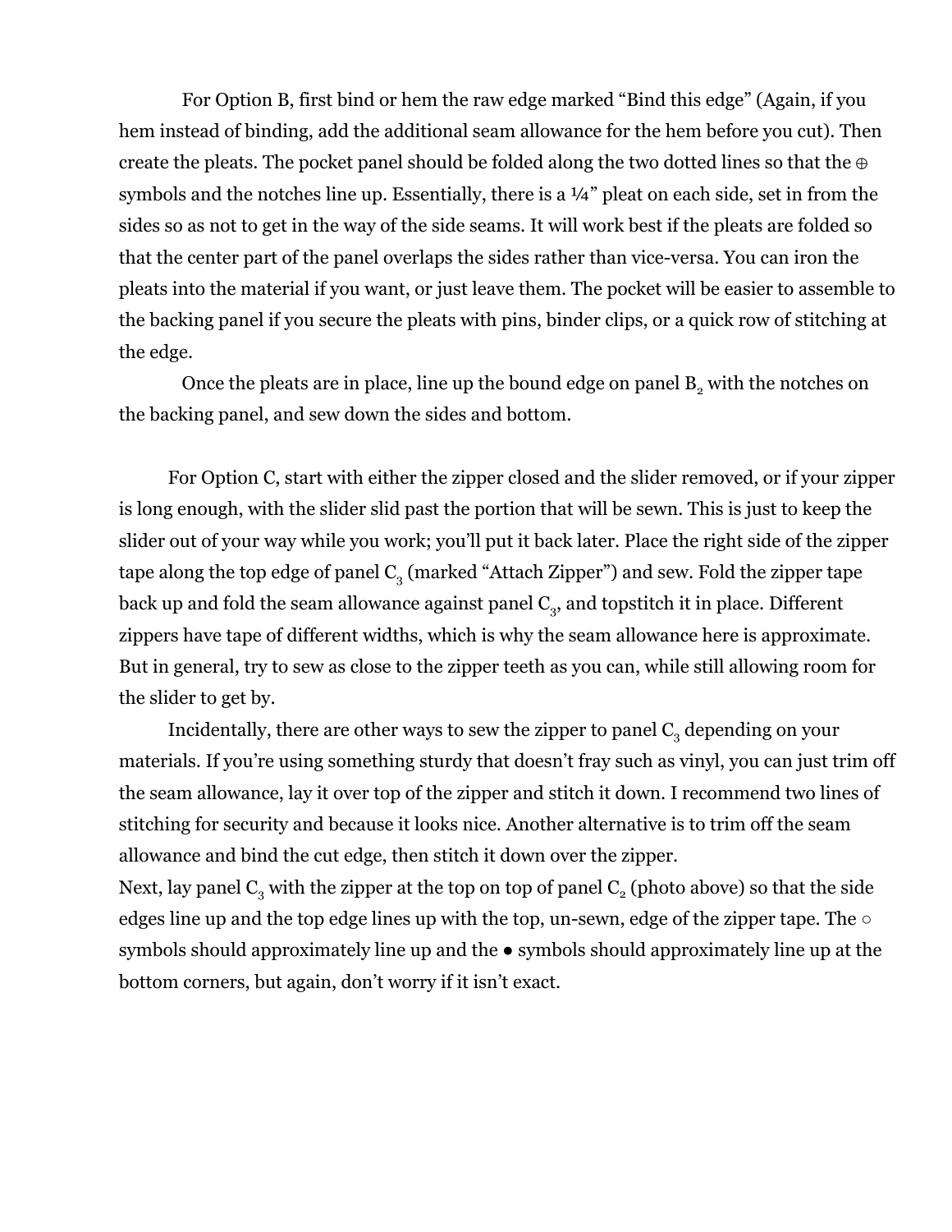For Option B, first bind or hem the raw edge marked “Bind this edge” (Again, if you hem instead of binding, add the additional seam allowance for the hem before you cut). Then create the pleats. The pocket panel should be folded along the two dotted lines so that the ⊕ symbols and the notches line up. Essentially, there is a ¼” pleat on each side, set in from the sides so as not to get in the way of the side seams. It will work best if the pleats are folded so that the center part of the panel overlaps the sides rather than vice-versa. You can iron the pleats into the material if you want, or just leave them. The pocket will be easier to assemble to the backing panel if you secure the pleats with pins, binder clips, or a quick row of stitching at the edge.

Once the pleats are in place, line up the bound edge on panel $B_2$ with the notches on the backing panel, and sew down the sides and bottom.

For Option C, start with either the zipper closed and the slider removed, or if your zipper is long enough, with the slider slid past the portion that will be sewn. This is just to keep the slider out of your way while you work; you’ll put it back later. Place the right side of the zipper tape along the top edge of panel $C_3$ (marked “Attach Zipper”) and sew. Fold the zipper tape back up and fold the seam allowance against panel $C_3$, and topstitch it in place. Different zippers have tape of different widths, which is why the seam allowance here is approximate. But in general, try to sew as close to the zipper teeth as you can, while still allowing room for the slider to get by.

Incidentally, there are other ways to sew the zipper to panel $C_3$ depending on your materials. If you’re using something sturdy that doesn’t fray such as vinyl, you can just trim off the seam allowance, lay it over top of the zipper and stitch it down. I recommend two lines of stitching for security and because it looks nice. Another alternative is to trim off the seam allowance and bind the cut edge, then stitch it down over the zipper.

Next, lay panel $C_3$ with the zipper at the top on top of panel $C_2$ (photo above) so that the side edges line up and the top edge lines up with the top, un-sewn, edge of the zipper tape. The ○ symbols should approximately line up and the ● symbols should approximately line up at the bottom corners, but again, don’t worry if it isn’t exact.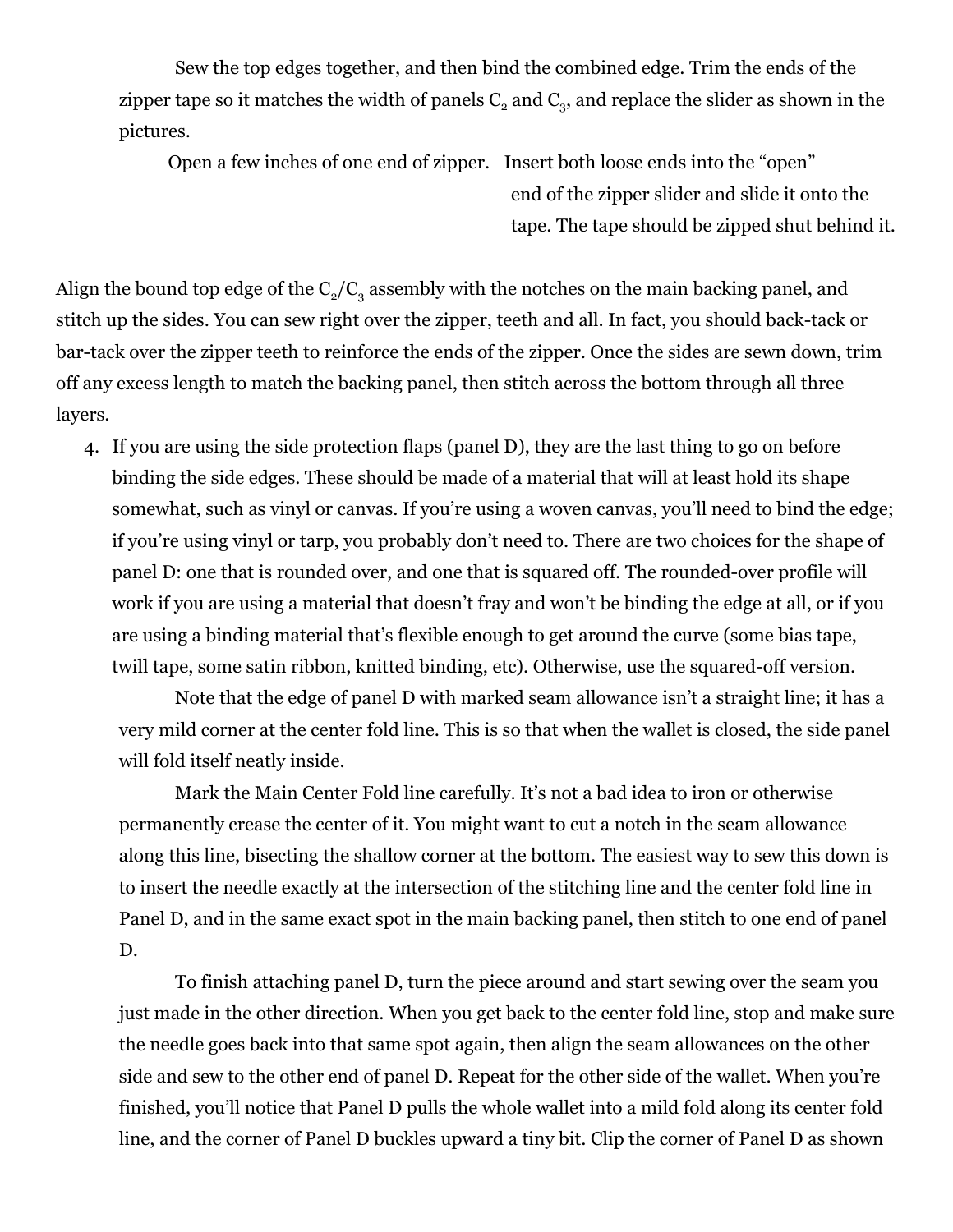Sew the top edges together, and then bind the combined edge. Trim the ends of the zipper tape so it matches the width of panels $C_2$ and $C_3$, and replace the slider as shown in the pictures.

Open a few inches of one end of zipper. Insert both loose ends into the "open" end of the zipper slider and slide it onto the tape. The tape should be zipped shut behind it.

Align the bound top edge of the $C_2$/$C_3$ assembly with the notches on the main backing panel, and stitch up the sides. You can sew right over the zipper, teeth and all. In fact, you should back-tack or bar-tack over the zipper teeth to reinforce the ends of the zipper. Once the sides are sewn down, trim off any excess length to match the backing panel, then stitch across the bottom through all three layers.

4. If you are using the side protection flaps (panel D), they are the last thing to go on before binding the side edges. These should be made of a material that will at least hold its shape somewhat, such as vinyl or canvas. If you're using a woven canvas, you'll need to bind the edge; if you're using vinyl or tarp, you probably don't need to. There are two choices for the shape of panel D: one that is rounded over, and one that is squared off. The rounded-over profile will work if you are using a material that doesn't fray and won't be binding the edge at all, or if you are using a binding material that's flexible enough to get around the curve (some bias tape, twill tape, some satin ribbon, knitted binding, etc). Otherwise, use the squared-off version.

   Note that the edge of panel D with marked seam allowance isn't a straight line; it has a very mild corner at the center fold line. This is so that when the wallet is closed, the side panel will fold itself neatly inside.

   Mark the Main Center Fold line carefully. It's not a bad idea to iron or otherwise permanently crease the center of it. You might want to cut a notch in the seam allowance along this line, bisecting the shallow corner at the bottom. The easiest way to sew this down is to insert the needle exactly at the intersection of the stitching line and the center fold line in Panel D, and in the same exact spot in the main backing panel, then stitch to one end of panel D.

   To finish attaching panel D, turn the piece around and start sewing over the seam you just made in the other direction. When you get back to the center fold line, stop and make sure the needle goes back into that same spot again, then align the seam allowances on the other side and sew to the other end of panel D. Repeat for the other side of the wallet. When you're finished, you'll notice that Panel D pulls the whole wallet into a mild fold along its center fold line, and the corner of Panel D buckles upward a tiny bit. Clip the corner of Panel D as shown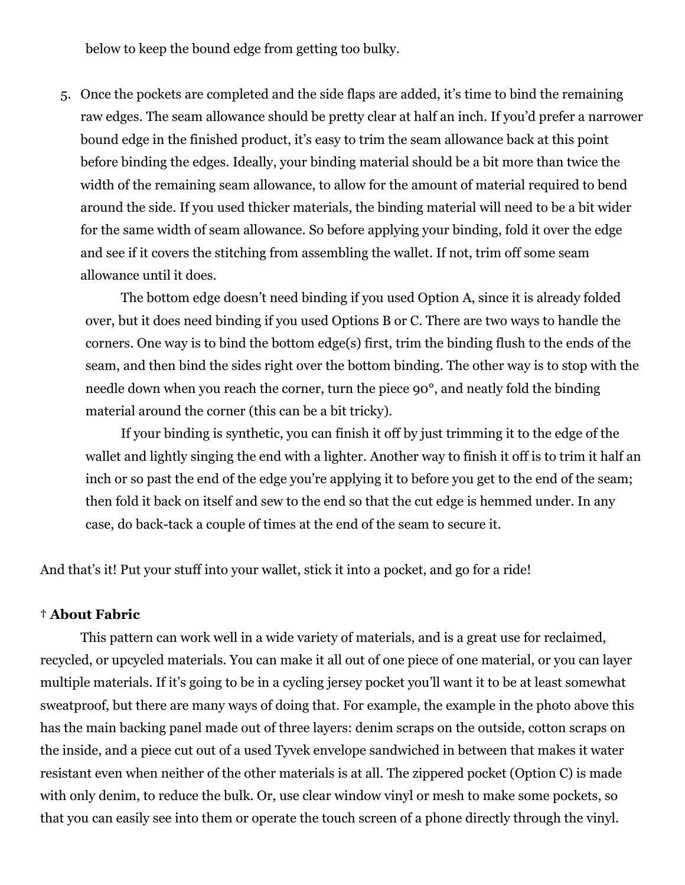below to keep the bound edge from getting too bulky.

5. Once the pockets are completed and the side flaps are added, it's time to bind the remaining raw edges. The seam allowance should be pretty clear at half an inch. If you'd prefer a narrower bound edge in the finished product, it's easy to trim the seam allowance back at this point before binding the edges. Ideally, your binding material should be a bit more than twice the width of the remaining seam allowance, to allow for the amount of material required to bend around the side. If you used thicker materials, the binding material will need to be a bit wider for the same width of seam allowance. So before applying your binding, fold it over the edge and see if it covers the stitching from assembling the wallet. If not, trim off some seam allowance until it does.

   The bottom edge doesn't need binding if you used Option A, since it is already folded over, but it does need binding if you used Options B or C. There are two ways to handle the corners. One way is to bind the bottom edge(s) first, trim the binding flush to the ends of the seam, and then bind the sides right over the bottom binding. The other way is to stop with the needle down when you reach the corner, turn the piece 90°, and neatly fold the binding material around the corner (this can be a bit tricky).

   If your binding is synthetic, you can finish it off by just trimming it to the edge of the wallet and lightly singing the end with a lighter. Another way to finish it off is to trim it half an inch or so past the end of the edge you're applying it to before you get to the end of the seam; then fold it back on itself and sew to the end so that the cut edge is hemmed under. In any case, do back-tack a couple of times at the end of the seam to secure it.

And that's it! Put your stuff into your wallet, stick it into a pocket, and go for a ride!

**† About Fabric**

This pattern can work well in a wide variety of materials, and is a great use for reclaimed, recycled, or upcycled materials. You can make it all out of one piece of one material, or you can layer multiple materials. If it's going to be in a cycling jersey pocket you'll want it to be at least somewhat sweatproof, but there are many ways of doing that. For example, the example in the photo above this has the main backing panel made out of three layers: denim scraps on the outside, cotton scraps on the inside, and a piece cut out of a used Tyvek envelope sandwiched in between that makes it water resistant even when neither of the other materials is at all. The zippered pocket (Option C) is made with only denim, to reduce the bulk. Or, use clear window vinyl or mesh to make some pockets, so that you can easily see into them or operate the touch screen of a phone directly through the vinyl.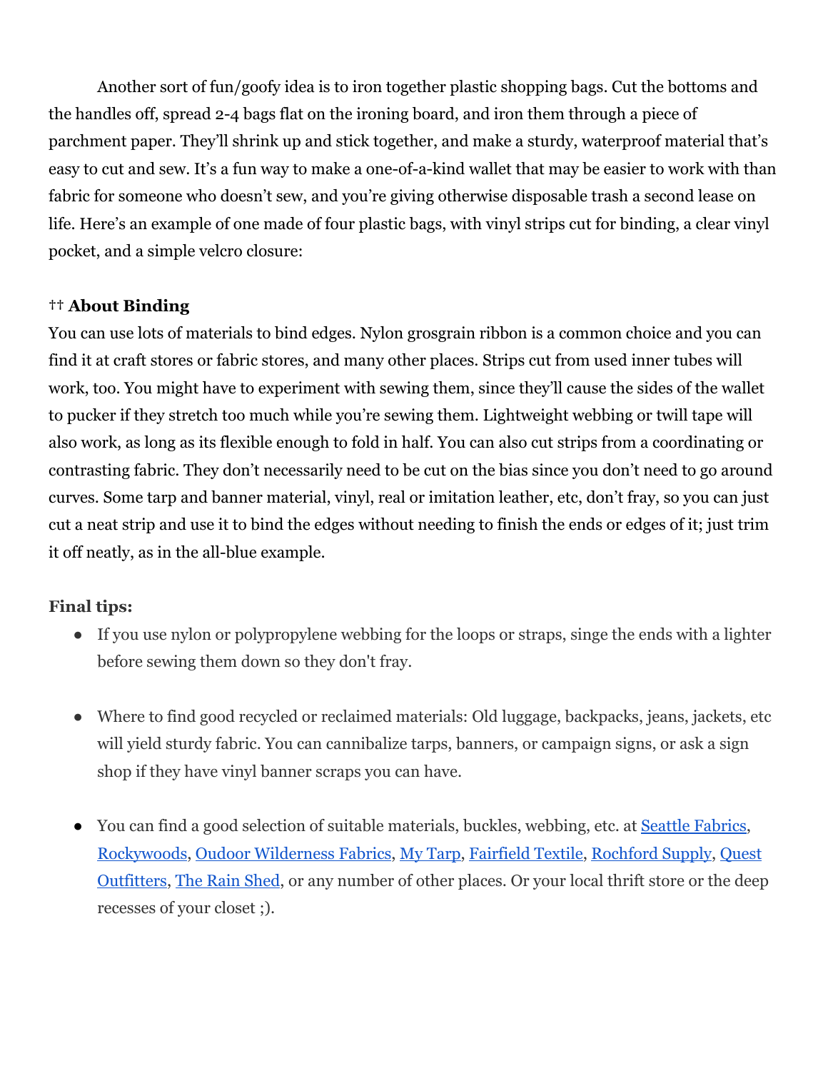Another sort of fun/goofy idea is to iron together plastic shopping bags. Cut the bottoms and the handles off, spread 2-4 bags flat on the ironing board, and iron them through a piece of parchment paper. They'll shrink up and stick together, and make a sturdy, waterproof material that's easy to cut and sew. It's a fun way to make a one-of-a-kind wallet that may be easier to work with than fabric for someone who doesn't sew, and you're giving otherwise disposable trash a second lease on life. Here's an example of one made of four plastic bags, with vinyl strips cut for binding, a clear vinyl pocket, and a simple velcro closure:

†† **About Binding**

You can use lots of materials to bind edges. Nylon grosgrain ribbon is a common choice and you can find it at craft stores or fabric stores, and many other places. Strips cut from used inner tubes will work, too. You might have to experiment with sewing them, since they'll cause the sides of the wallet to pucker if they stretch too much while you're sewing them. Lightweight webbing or twill tape will also work, as long as its flexible enough to fold in half. You can also cut strips from a coordinating or contrasting fabric. They don't necessarily need to be cut on the bias since you don't need to go around curves. Some tarp and banner material, vinyl, real or imitation leather, etc, don't fray, so you can just cut a neat strip and use it to bind the edges without needing to finish the ends or edges of it; just trim it off neatly, as in the all-blue example.

**Final tips:**

- If you use nylon or polypropylene webbing for the loops or straps, singe the ends with a lighter before sewing them down so they don't fray.

- Where to find good recycled or reclaimed materials: Old luggage, backpacks, jeans, jackets, etc will yield sturdy fabric. You can cannibalize tarps, banners, or campaign signs, or ask a sign shop if they have vinyl banner scraps you can have.

- You can find a good selection of suitable materials, buckles, webbing, etc. at Seattle Fabrics, Rockywoods, Oudoor Wilderness Fabrics, My Tarp, Fairfield Textile, Rochford Supply, Quest Outfitters, The Rain Shed, or any number of other places. Or your local thrift store or the deep recesses of your closet ;).